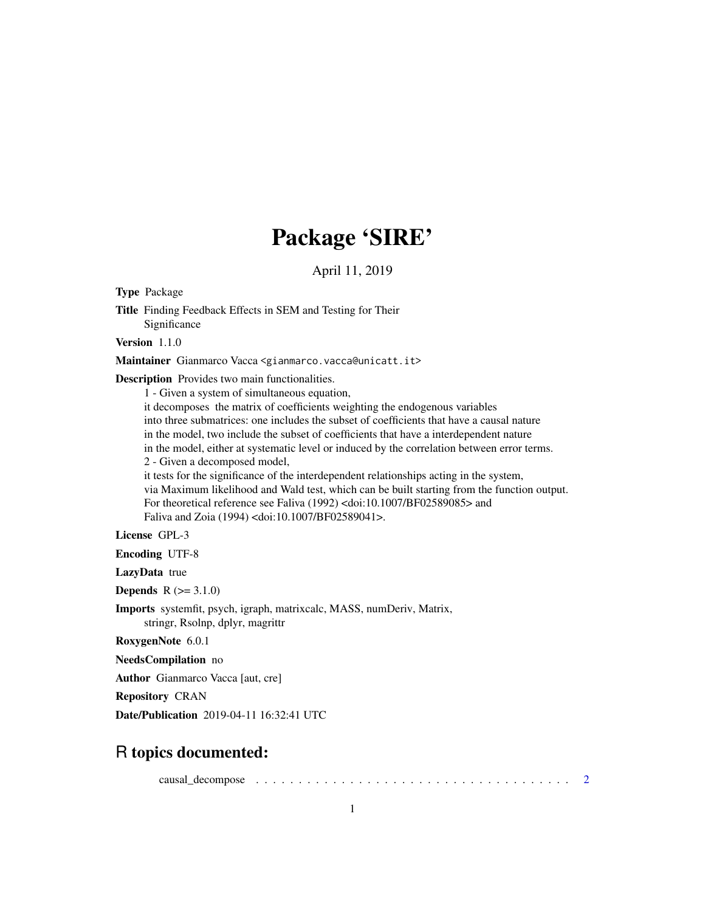# Package 'SIRE'

April 11, 2019

**Type** Package

**Title** Finding Feedback Effects in SEM and Testing for Their Significance

**Version** 1.1.0

**Maintainer** Gianmarco Vacca <gianmarco.vacca@unicatt.it>

**Description** Provides two main functionalities.
1 - Given a system of simultaneous equation,
it decomposes the matrix of coefficients weighting the endogenous variables
into three submatrices: one includes the subset of coefficients that have a causal nature
in the model, two include the subset of coefficients that have a interdependent nature
in the model, either at systematic level or induced by the correlation between error terms.
2 - Given a decomposed model,
it tests for the significance of the interdependent relationships acting in the system,
via Maximum likelihood and Wald test, which can be built starting from the function output.
For theoretical reference see Faliva (1992) <doi:10.1007/BF02589085> and
Faliva and Zoia (1994) <doi:10.1007/BF02589041>.

**License** GPL-3

**Encoding** UTF-8

**LazyData** true

**Depends** R (>= 3.1.0)

**Imports** systemfit, psych, igraph, matrixcalc, MASS, numDeriv, Matrix, stringr, Rsolnp, dplyr, magrittr

**RoxygenNote** 6.0.1

**NeedsCompilation** no

**Author** Gianmarco Vacca [aut, cre]

**Repository** CRAN

**Date/Publication** 2019-04-11 16:32:41 UTC

## R topics documented:

causal_decompose . . . . . . . . . . . . . . . . . . . . . . . . . . . . . . . . . . . . . . . . 2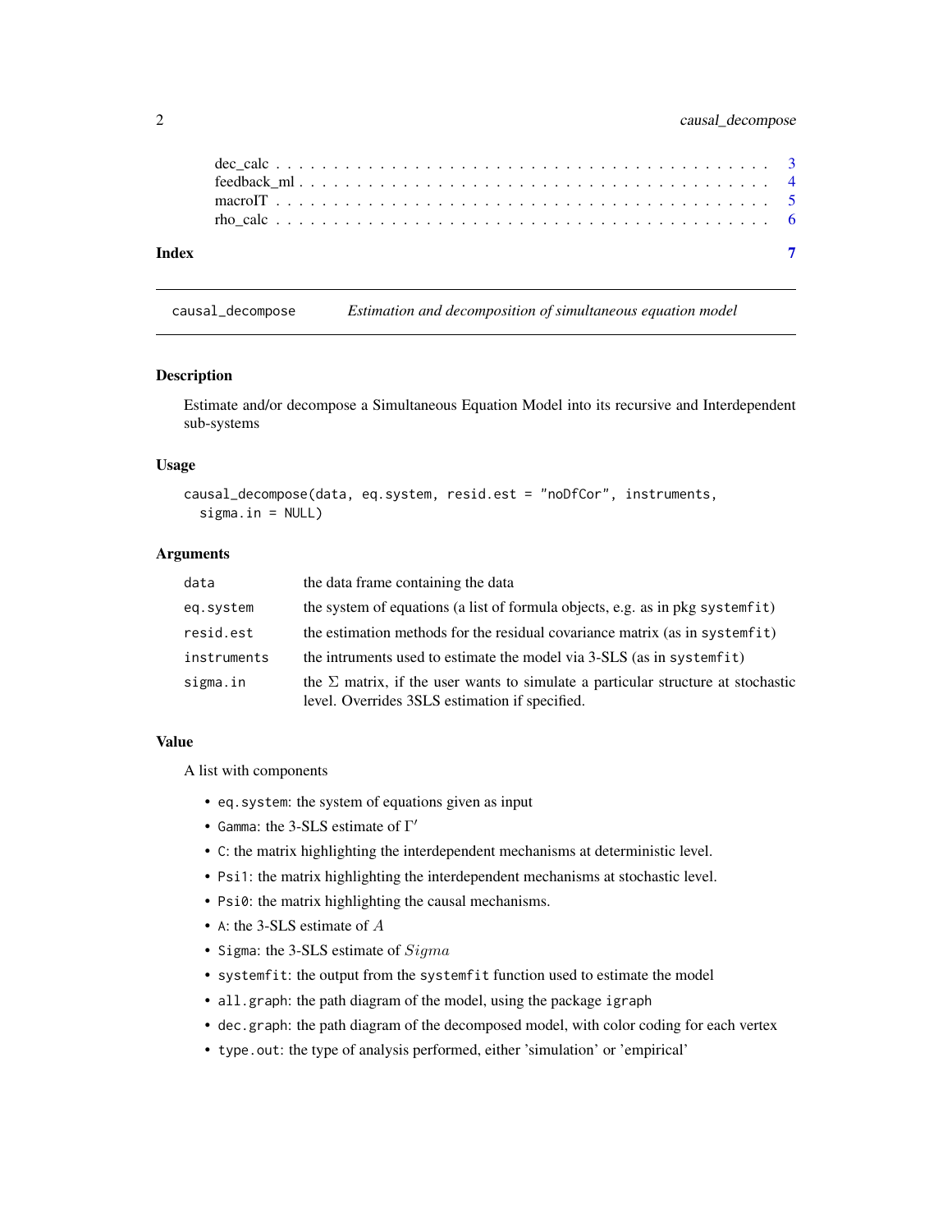dec_calc . . . . . . . . . . . . . . . . . . . . . . . . . . . . . . . . . . . . . . . 3
feedback_ml . . . . . . . . . . . . . . . . . . . . . . . . . . . . . . . . . . . . . 4
macroIT . . . . . . . . . . . . . . . . . . . . . . . . . . . . . . . . . . . . . . . 5
rho_calc . . . . . . . . . . . . . . . . . . . . . . . . . . . . . . . . . . . . . . . 6

**Index** 7

---

## causal_decompose    *Estimation and decomposition of simultaneous equation model*

---

### Description

Estimate and/or decompose a Simultaneous Equation Model into its recursive and Interdependent sub-systems

### Usage

```
causal_decompose(data, eq.system, resid.est = "noDfCor", instruments,
  sigma.in = NULL)
```

### Arguments

| | |
|---|---|
| `data` | the data frame containing the data |
| `eq.system` | the system of equations (a list of formula objects, e.g. as in pkg `systemfit`) |
| `resid.est` | the estimation methods for the residual covariance matrix (as in `systemfit`) |
| `instruments` | the intruments used to estimate the model via 3-SLS (as in `systemfit`) |
| `sigma.in` | the $\Sigma$ matrix, if the user wants to simulate a particular structure at stochastic level. Overrides 3SLS estimation if specified. |

### Value

A list with components

- `eq.system`: the system of equations given as input
- `Gamma`: the 3-SLS estimate of $\Gamma'$
- `C`: the matrix highlighting the interdependent mechanisms at deterministic level.
- `Psi1`: the matrix highlighting the interdependent mechanisms at stochastic level.
- `Psi0`: the matrix highlighting the causal mechanisms.
- `A`: the 3-SLS estimate of $A$
- `Sigma`: the 3-SLS estimate of $Sigma$
- `systemfit`: the output from the `systemfit` function used to estimate the model
- `all.graph`: the path diagram of the model, using the package `igraph`
- `dec.graph`: the path diagram of the decomposed model, with color coding for each vertex
- `type.out`: the type of analysis performed, either 'simulation' or 'empirical'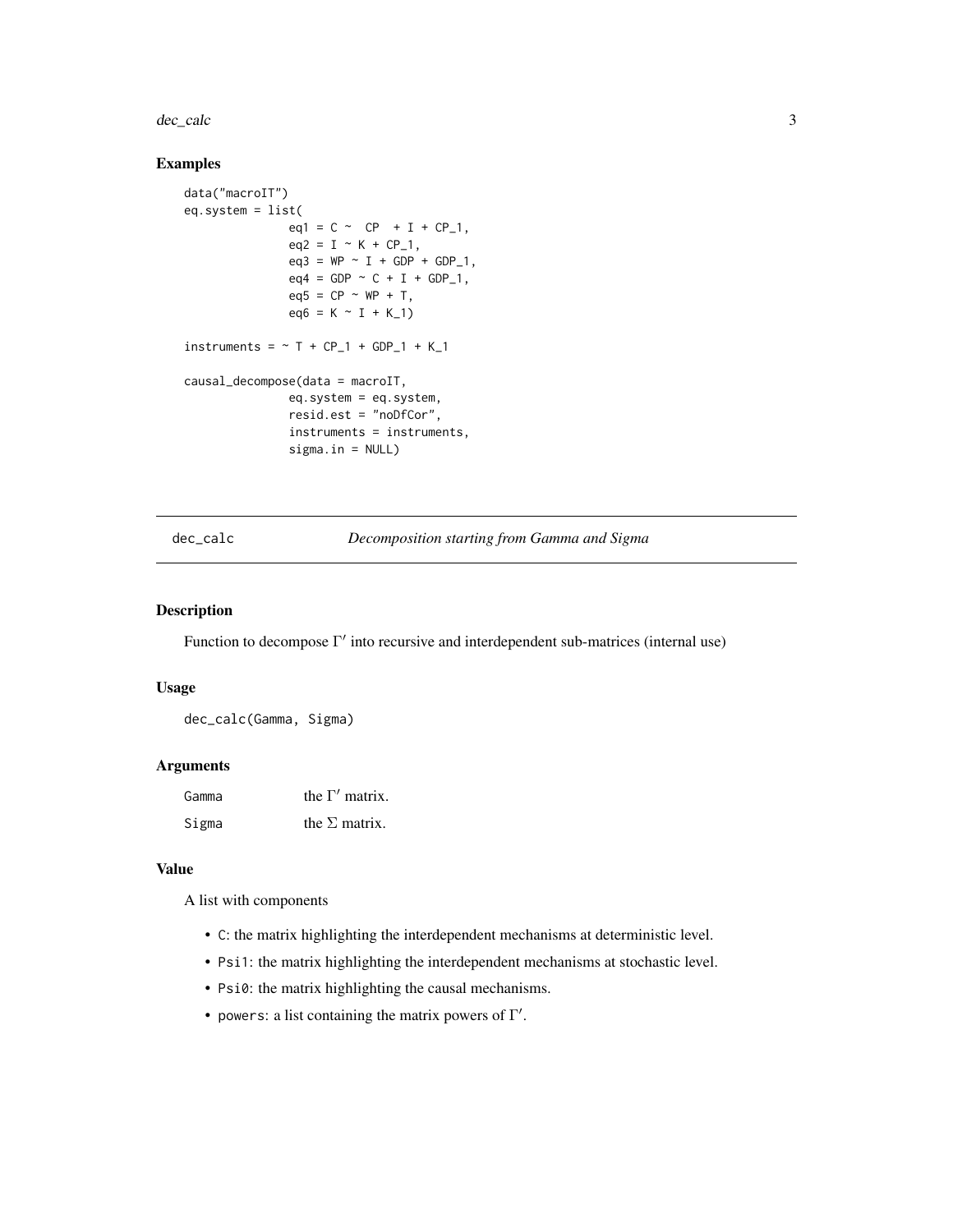### Examples

```
data("macroIT")
eq.system = list(
              eq1 = C ~  CP  + I + CP_1,
              eq2 = I ~ K + CP_1,
              eq3 = WP ~ I + GDP + GDP_1,
              eq4 = GDP ~ C + I + GDP_1,
              eq5 = CP ~ WP + T,
              eq6 = K ~ I + K_1)

instruments = ~ T + CP_1 + GDP_1 + K_1

causal_decompose(data = macroIT,
              eq.system = eq.system,
              resid.est = "noDfCor",
              instruments = instruments,
              sigma.in = NULL)
```

---

## dec_calc — *Decomposition starting from Gamma and Sigma*

---

### Description

Function to decompose $\Gamma'$ into recursive and interdependent sub-matrices (internal use)

### Usage

```
dec_calc(Gamma, Sigma)
```

### Arguments

| | |
|---|---|
| Gamma | the $\Gamma'$ matrix. |
| Sigma | the $\Sigma$ matrix. |

### Value

A list with components

- C: the matrix highlighting the interdependent mechanisms at deterministic level.
- Psi1: the matrix highlighting the interdependent mechanisms at stochastic level.
- Psi0: the matrix highlighting the causal mechanisms.
- powers: a list containing the matrix powers of $\Gamma'$.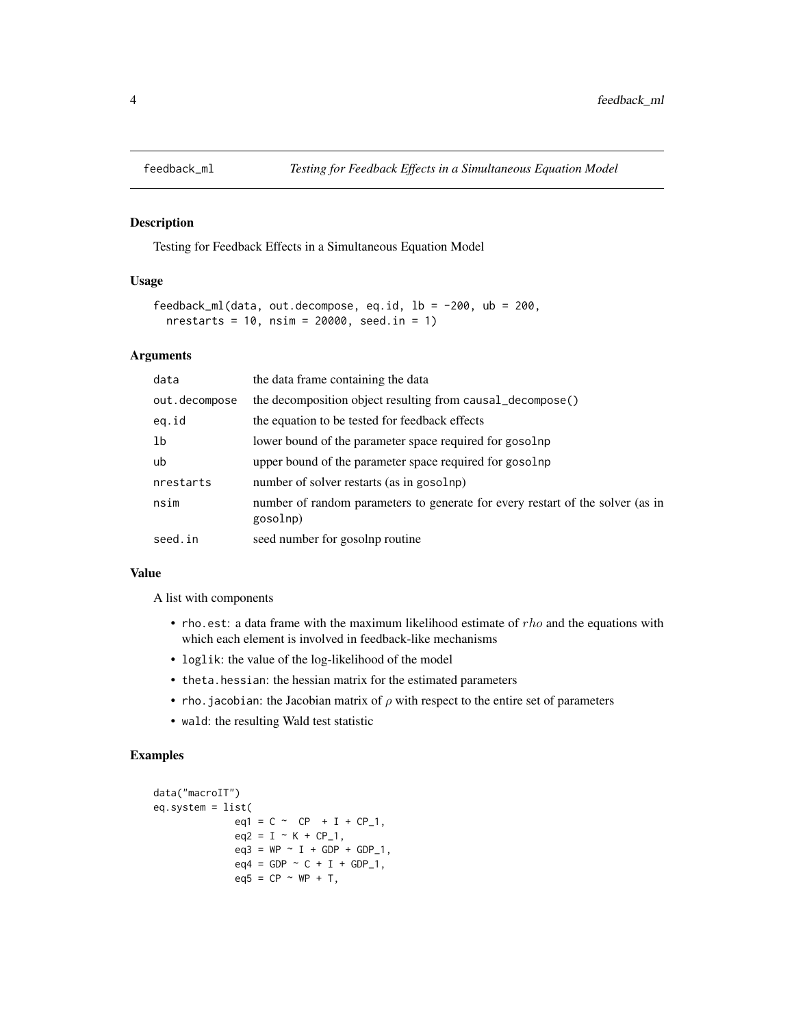# feedback_ml — *Testing for Feedback Effects in a Simultaneous Equation Model*

## Description

Testing for Feedback Effects in a Simultaneous Equation Model

## Usage

```
feedback_ml(data, out.decompose, eq.id, lb = -200, ub = 200,
  nrestarts = 10, nsim = 20000, seed.in = 1)
```

## Arguments

| | |
|---|---|
| data | the data frame containing the data |
| out.decompose | the decomposition object resulting from causal_decompose() |
| eq.id | the equation to be tested for feedback effects |
| lb | lower bound of the parameter space required for gosolnp |
| ub | upper bound of the parameter space required for gosolnp |
| nrestarts | number of solver restarts (as in gosolnp) |
| nsim | number of random parameters to generate for every restart of the solver (as in gosolnp) |
| seed.in | seed number for gosolnp routine |

## Value

A list with components

- `rho.est`: a data frame with the maximum likelihood estimate of $rho$ and the equations with which each element is involved in feedback-like mechanisms
- `loglik`: the value of the log-likelihood of the model
- `theta.hessian`: the hessian matrix for the estimated parameters
- `rho.jacobian`: the Jacobian matrix of $\rho$ with respect to the entire set of parameters
- `wald`: the resulting Wald test statistic

## Examples

```
data("macroIT")
eq.system = list(
            eq1 = C ~  CP  + I + CP_1,
            eq2 = I ~ K + CP_1,
            eq3 = WP ~ I + GDP + GDP_1,
            eq4 = GDP ~ C + I + GDP_1,
            eq5 = CP ~ WP + T,
```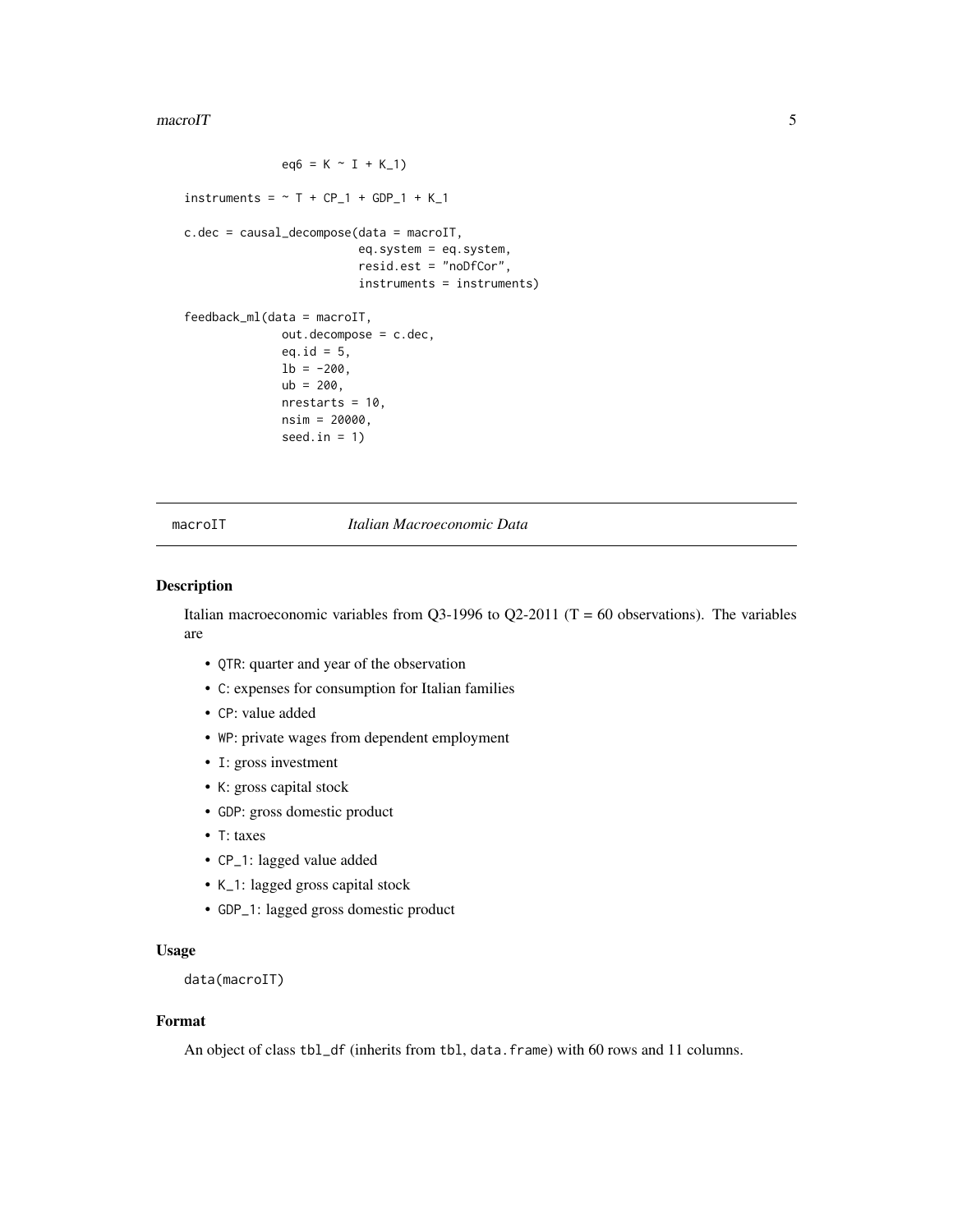```
              eq6 = K ~ I + K_1)

instruments = ~ T + CP_1 + GDP_1 + K_1

c.dec = causal_decompose(data = macroIT,
                         eq.system = eq.system,
                         resid.est = "noDfCor",
                         instruments = instruments)

feedback_ml(data = macroIT,
            out.decompose = c.dec,
            eq.id = 5,
            lb = -200,
            ub = 200,
            nrestarts = 10,
            nsim = 20000,
            seed.in = 1)
```

---

macroIT    *Italian Macroeconomic Data*

---

## Description

Italian macroeconomic variables from Q3-1996 to Q2-2011 (T = 60 observations). The variables are

- QTR: quarter and year of the observation
- C: expenses for consumption for Italian families
- CP: value added
- WP: private wages from dependent employment
- I: gross investment
- K: gross capital stock
- GDP: gross domestic product
- T: taxes
- CP_1: lagged value added
- K_1: lagged gross capital stock
- GDP_1: lagged gross domestic product

## Usage

```
data(macroIT)
```

## Format

An object of class tbl_df (inherits from tbl, data.frame) with 60 rows and 11 columns.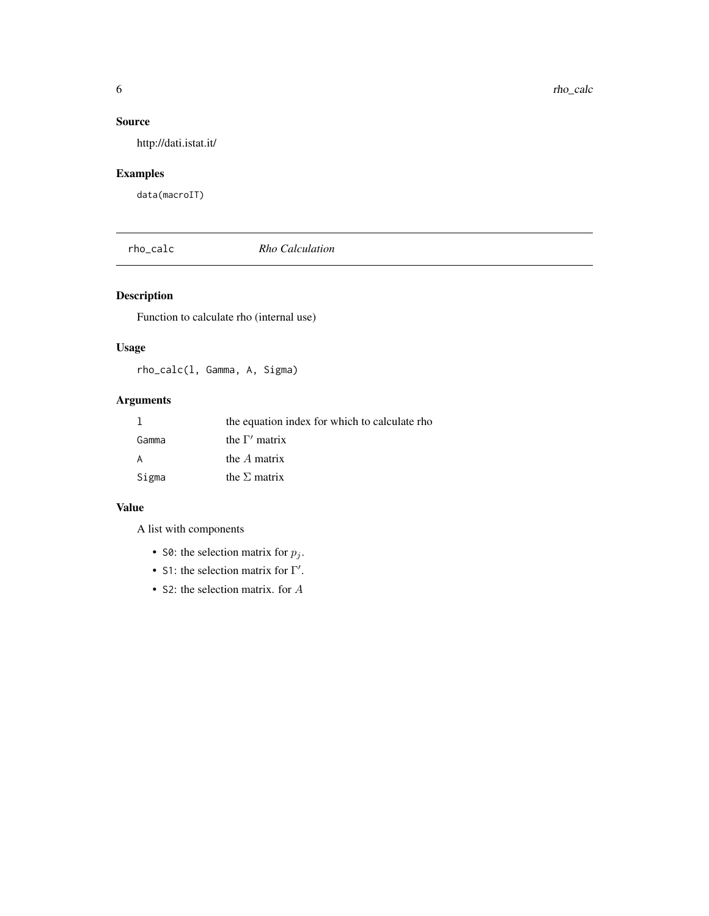## Source

http://dati.istat.it/

## Examples

```
data(macroIT)
```

---

# rho_calc — *Rho Calculation*

## Description

Function to calculate rho (internal use)

## Usage

```
rho_calc(l, Gamma, A, Sigma)
```

## Arguments

| | |
|---|---|
| `l` | the equation index for which to calculate rho |
| `Gamma` | the $\Gamma'$ matrix |
| `A` | the $A$ matrix |
| `Sigma` | the $\Sigma$ matrix |

## Value

A list with components

- `S0`: the selection matrix for $p_j$.
- `S1`: the selection matrix for $\Gamma'$.
- `S2`: the selection matrix. for $A$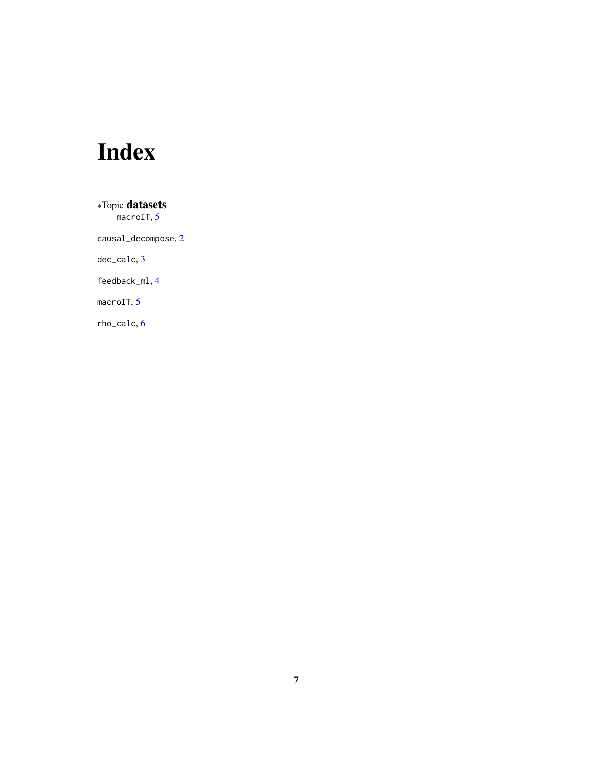# Index

∗Topic **datasets**
    macroIT, 5

causal_decompose, 2

dec_calc, 3

feedback_ml, 4

macroIT, 5

rho_calc, 6